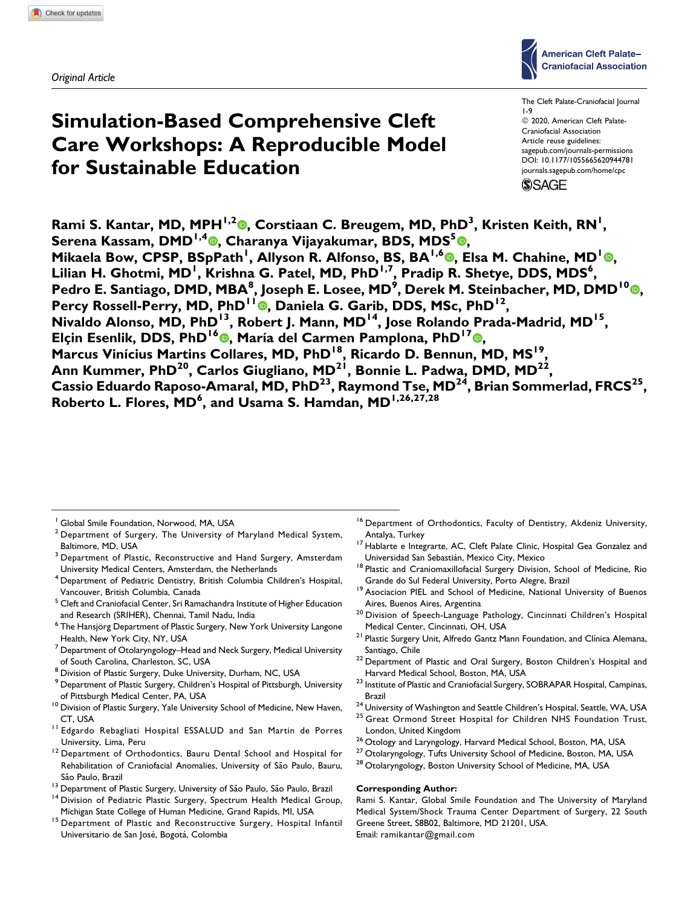*Original Article*

# Simulation-Based Comprehensive Cleft Care Workshops: A Reproducible Model for Sustainable Education

The Cleft Palate-Craniofacial Journal
1-9
© 2020, American Cleft Palate-Craniofacial Association
Article reuse guidelines:
sagepub.com/journals-permissions
DOI: 10.1177/1055665620944781
journals.sagepub.com/home/cpc

**Rami S. Kantar, MD, MPH[1,2], Corstiaan C. Breugem, MD, PhD[3], Kristen Keith, RN[1], Serena Kassam, DMD[1,4], Charanya Vijayakumar, BDS, MDS[5], Mikaela Bow, CPSP, BSpPath[1], Allyson R. Alfonso, BS, BA[1,6], Elsa M. Chahine, MD[1], Lilian H. Ghotmi, MD[1], Krishna G. Patel, MD, PhD[1,7], Pradip R. Shetye, DDS, MDS[6], Pedro E. Santiago, DMD, MBA[8], Joseph E. Losee, MD[9], Derek M. Steinbacher, MD, DMD[10], Percy Rossell-Perry, MD, PhD[11], Daniela G. Garib, DDS, MSc, PhD[12], Nivaldo Alonso, MD, PhD[13], Robert J. Mann, MD[14], Jose Rolando Prada-Madrid, MD[15], Elçin Esenlik, DDS, PhD[16], María del Carmen Pamplona, PhD[17], Marcus Vinícius Martins Collares, MD, PhD[18], Ricardo D. Bennun, MD, MS[19], Ann Kummer, PhD[20], Carlos Giugliano, MD[21], Bonnie L. Padwa, DMD, MD[22], Cassio Eduardo Raposo-Amaral, MD, PhD[23], Raymond Tse, MD[24], Brian Sommerlad, FRCS[25], Roberto L. Flores, MD[6], and Usama S. Hamdan, MD[1,26,27,28]**

[1] Global Smile Foundation, Norwood, MA, USA
[2] Department of Surgery, The University of Maryland Medical System, Baltimore, MD, USA
[3] Department of Plastic, Reconstructive and Hand Surgery, Amsterdam University Medical Centers, Amsterdam, the Netherlands
[4] Department of Pediatric Dentistry, British Columbia Children's Hospital, Vancouver, British Columbia, Canada
[5] Cleft and Craniofacial Center, Sri Ramachandra Institute of Higher Education and Research (SRIHER), Chennai, Tamil Nadu, India
[6] The Hansjörg Department of Plastic Surgery, New York University Langone Health, New York City, NY, USA
[7] Department of Otolaryngology–Head and Neck Surgery, Medical University of South Carolina, Charleston, SC, USA
[8] Division of Plastic Surgery, Duke University, Durham, NC, USA
[9] Department of Plastic Surgery, Children's Hospital of Pittsburgh, University of Pittsburgh Medical Center, PA, USA
[10] Division of Plastic Surgery, Yale University School of Medicine, New Haven, CT, USA
[11] Edgardo Rebagliati Hospital ESSALUD and San Martin de Porres University, Lima, Peru
[12] Department of Orthodontics, Bauru Dental School and Hospital for Rehabilitation of Craniofacial Anomalies, University of São Paulo, Bauru, São Paulo, Brazil
[13] Department of Plastic Surgery, University of São Paulo, São Paulo, Brazil
[14] Division of Pediatric Plastic Surgery, Spectrum Health Medical Group, Michigan State College of Human Medicine, Grand Rapids, MI, USA
[15] Department of Plastic and Reconstructive Surgery, Hospital Infantil Universitario de San José, Bogotá, Colombia
[16] Department of Orthodontics, Faculty of Dentistry, Akdeniz University, Antalya, Turkey
[17] Hablarte e Integrarte, AC, Cleft Palate Clinic, Hospital Gea Gonzalez and Universidad San Sebastián, Mexico City, Mexico
[18] Plastic and Craniomaxillofacial Surgery Division, School of Medicine, Rio Grande do Sul Federal University, Porto Alegre, Brazil
[19] Asociacion PIEL and School of Medicine, National University of Buenos Aires, Buenos Aires, Argentina
[20] Division of Speech-Language Pathology, Cincinnati Children's Hospital Medical Center, Cincinnati, OH, USA
[21] Plastic Surgery Unit, Alfredo Gantz Mann Foundation, and Clínica Alemana, Santiago, Chile
[22] Department of Plastic and Oral Surgery, Boston Children's Hospital and Harvard Medical School, Boston, MA, USA
[23] Institute of Plastic and Craniofacial Surgery, SOBRAPAR Hospital, Campinas, Brazil
[24] University of Washington and Seattle Children's Hospital, Seattle, WA, USA
[25] Great Ormond Street Hospital for Children NHS Foundation Trust, London, United Kingdom
[26] Otology and Laryngology, Harvard Medical School, Boston, MA, USA
[27] Otolaryngology, Tufts University School of Medicine, Boston, MA, USA
[28] Otolaryngology, Boston University School of Medicine, MA, USA

**Corresponding Author:**
Rami S. Kantar, Global Smile Foundation and The University of Maryland Medical System/Shock Trauma Center Department of Surgery, 22 South Greene Street, S8B02, Baltimore, MD 21201, USA.
Email: ramikantar@gmail.com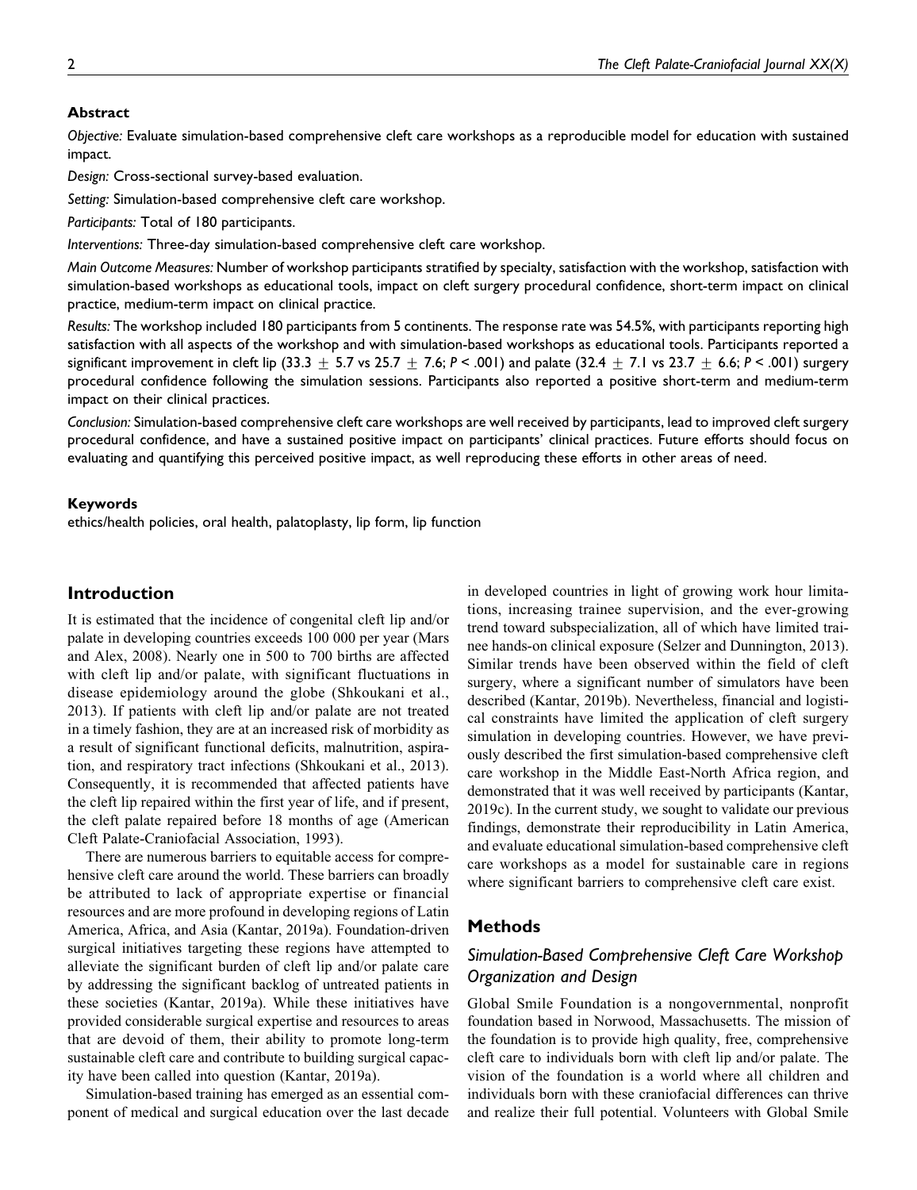## Abstract

*Objective:* Evaluate simulation-based comprehensive cleft care workshops as a reproducible model for education with sustained impact.

*Design:* Cross-sectional survey-based evaluation.

*Setting:* Simulation-based comprehensive cleft care workshop.

*Participants:* Total of 180 participants.

*Interventions:* Three-day simulation-based comprehensive cleft care workshop.

*Main Outcome Measures:* Number of workshop participants stratified by specialty, satisfaction with the workshop, satisfaction with simulation-based workshops as educational tools, impact on cleft surgery procedural confidence, short-term impact on clinical practice, medium-term impact on clinical practice.

*Results:* The workshop included 180 participants from 5 continents. The response rate was 54.5%, with participants reporting high satisfaction with all aspects of the workshop and with simulation-based workshops as educational tools. Participants reported a significant improvement in cleft lip ($33.3 \pm 5.7$ vs $25.7 \pm 7.6$; $P < .001$) and palate ($32.4 \pm 7.1$ vs $23.7 \pm 6.6$; $P < .001$) surgery procedural confidence following the simulation sessions. Participants also reported a positive short-term and medium-term impact on their clinical practices.

*Conclusion:* Simulation-based comprehensive cleft care workshops are well received by participants, lead to improved cleft surgery procedural confidence, and have a sustained positive impact on participants' clinical practices. Future efforts should focus on evaluating and quantifying this perceived positive impact, as well reproducing these efforts in other areas of need.

### Keywords

ethics/health policies, oral health, palatoplasty, lip form, lip function

## Introduction

It is estimated that the incidence of congenital cleft lip and/or palate in developing countries exceeds 100 000 per year (Mars and Alex, 2008). Nearly one in 500 to 700 births are affected with cleft lip and/or palate, with significant fluctuations in disease epidemiology around the globe (Shkoukani et al., 2013). If patients with cleft lip and/or palate are not treated in a timely fashion, they are at an increased risk of morbidity as a result of significant functional deficits, malnutrition, aspiration, and respiratory tract infections (Shkoukani et al., 2013). Consequently, it is recommended that affected patients have the cleft lip repaired within the first year of life, and if present, the cleft palate repaired before 18 months of age (American Cleft Palate-Craniofacial Association, 1993).

There are numerous barriers to equitable access for comprehensive cleft care around the world. These barriers can broadly be attributed to lack of appropriate expertise or financial resources and are more profound in developing regions of Latin America, Africa, and Asia (Kantar, 2019a). Foundation-driven surgical initiatives targeting these regions have attempted to alleviate the significant burden of cleft lip and/or palate care by addressing the significant backlog of untreated patients in these societies (Kantar, 2019a). While these initiatives have provided considerable surgical expertise and resources to areas that are devoid of them, their ability to promote long-term sustainable cleft care and contribute to building surgical capacity have been called into question (Kantar, 2019a).

Simulation-based training has emerged as an essential component of medical and surgical education over the last decade in developed countries in light of growing work hour limitations, increasing trainee supervision, and the ever-growing trend toward subspecialization, all of which have limited trainee hands-on clinical exposure (Selzer and Dunnington, 2013). Similar trends have been observed within the field of cleft surgery, where a significant number of simulators have been described (Kantar, 2019b). Nevertheless, financial and logistical constraints have limited the application of cleft surgery simulation in developing countries. However, we have previously described the first simulation-based comprehensive cleft care workshop in the Middle East-North Africa region, and demonstrated that it was well received by participants (Kantar, 2019c). In the current study, we sought to validate our previous findings, demonstrate their reproducibility in Latin America, and evaluate educational simulation-based comprehensive cleft care workshops as a model for sustainable care in regions where significant barriers to comprehensive cleft care exist.

## Methods

### Simulation-Based Comprehensive Cleft Care Workshop Organization and Design

Global Smile Foundation is a nongovernmental, nonprofit foundation based in Norwood, Massachusetts. The mission of the foundation is to provide high quality, free, comprehensive cleft care to individuals born with cleft lip and/or palate. The vision of the foundation is a world where all children and individuals born with these craniofacial differences can thrive and realize their full potential. Volunteers with Global Smile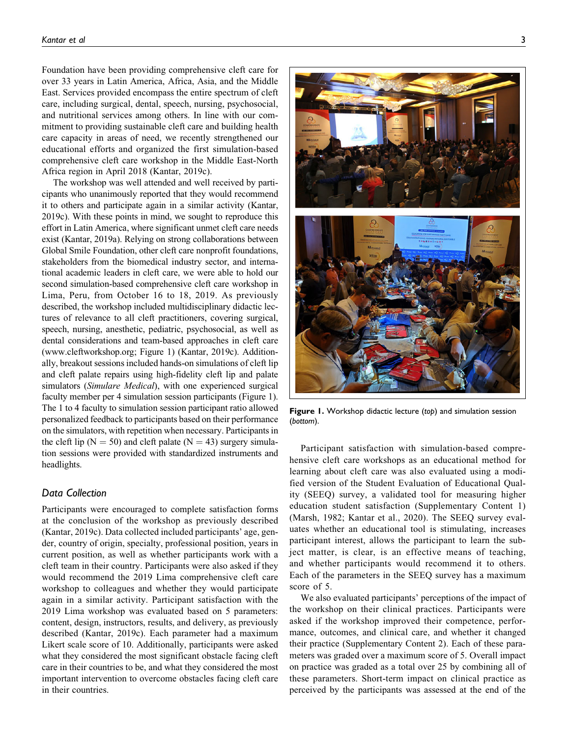Foundation have been providing comprehensive cleft care for over 33 years in Latin America, Africa, Asia, and the Middle East. Services provided encompass the entire spectrum of cleft care, including surgical, dental, speech, nursing, psychosocial, and nutritional services among others. In line with our commitment to providing sustainable cleft care and building health care capacity in areas of need, we recently strengthened our educational efforts and organized the first simulation-based comprehensive cleft care workshop in the Middle East-North Africa region in April 2018 (Kantar, 2019c).

The workshop was well attended and well received by participants who unanimously reported that they would recommend it to others and participate again in a similar activity (Kantar, 2019c). With these points in mind, we sought to reproduce this effort in Latin America, where significant unmet cleft care needs exist (Kantar, 2019a). Relying on strong collaborations between Global Smile Foundation, other cleft care nonprofit foundations, stakeholders from the biomedical industry sector, and international academic leaders in cleft care, we were able to hold our second simulation-based comprehensive cleft care workshop in Lima, Peru, from October 16 to 18, 2019. As previously described, the workshop included multidisciplinary didactic lectures of relevance to all cleft practitioners, covering surgical, speech, nursing, anesthetic, pediatric, psychosocial, as well as dental considerations and team-based approaches in cleft care (www.cleftworkshop.org; Figure 1) (Kantar, 2019c). Additionally, breakout sessions included hands-on simulations of cleft lip and cleft palate repairs using high-fidelity cleft lip and palate simulators (*Simulare Medical*), with one experienced surgical faculty member per 4 simulation session participants (Figure 1). The 1 to 4 faculty to simulation session participant ratio allowed personalized feedback to participants based on their performance on the simulators, with repetition when necessary. Participants in the cleft lip (N = 50) and cleft palate (N = 43) surgery simulation sessions were provided with standardized instruments and headlights.

**Figure 1.** Workshop didactic lecture (*top*) and simulation session (*bottom*).

## Data Collection

Participants were encouraged to complete satisfaction forms at the conclusion of the workshop as previously described (Kantar, 2019c). Data collected included participants' age, gender, country of origin, specialty, professional position, years in current position, as well as whether participants work with a cleft team in their country. Participants were also asked if they would recommend the 2019 Lima comprehensive cleft care workshop to colleagues and whether they would participate again in a similar activity. Participant satisfaction with the 2019 Lima workshop was evaluated based on 5 parameters: content, design, instructors, results, and delivery, as previously described (Kantar, 2019c). Each parameter had a maximum Likert scale score of 10. Additionally, participants were asked what they considered the most significant obstacle facing cleft care in their countries to be, and what they considered the most important intervention to overcome obstacles facing cleft care in their countries.

Participant satisfaction with simulation-based comprehensive cleft care workshops as an educational method for learning about cleft care was also evaluated using a modified version of the Student Evaluation of Educational Quality (SEEQ) survey, a validated tool for measuring higher education student satisfaction (Supplementary Content 1) (Marsh, 1982; Kantar et al., 2020). The SEEQ survey evaluates whether an educational tool is stimulating, increases participant interest, allows the participant to learn the subject matter, is clear, is an effective means of teaching, and whether participants would recommend it to others. Each of the parameters in the SEEQ survey has a maximum score of 5.

We also evaluated participants' perceptions of the impact of the workshop on their clinical practices. Participants were asked if the workshop improved their competence, performance, outcomes, and clinical care, and whether it changed their practice (Supplementary Content 2). Each of these parameters was graded over a maximum score of 5. Overall impact on practice was graded as a total over 25 by combining all of these parameters. Short-term impact on clinical practice as perceived by the participants was assessed at the end of the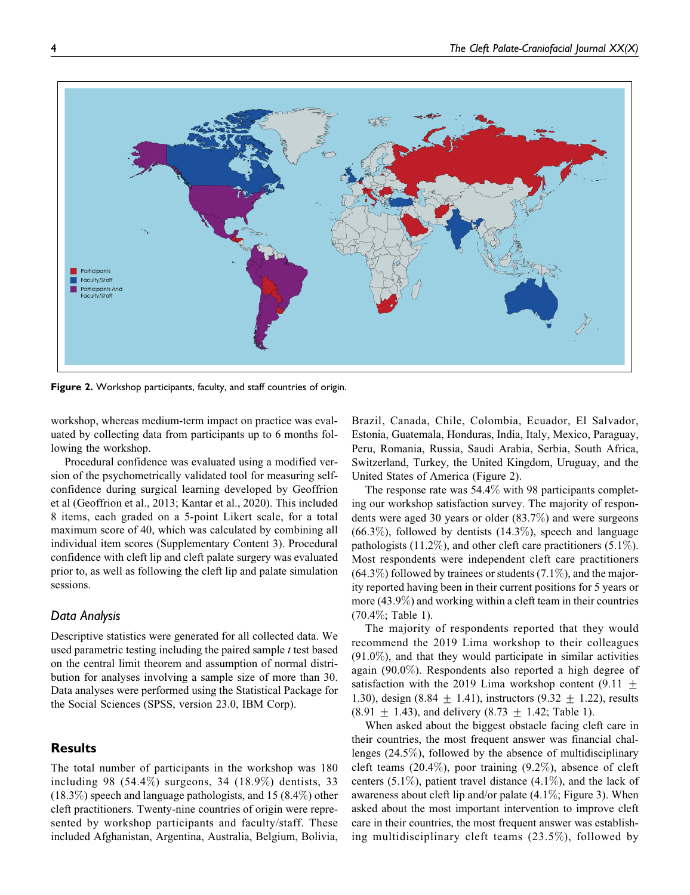Figure 2. Workshop participants, faculty, and staff countries of origin.

workshop, whereas medium-term impact on practice was evaluated by collecting data from participants up to 6 months following the workshop.

Procedural confidence was evaluated using a modified version of the psychometrically validated tool for measuring self-confidence during surgical learning developed by Geoffrion et al (Geoffrion et al., 2013; Kantar et al., 2020). This included 8 items, each graded on a 5-point Likert scale, for a total maximum score of 40, which was calculated by combining all individual item scores (Supplementary Content 3). Procedural confidence with cleft lip and cleft palate surgery was evaluated prior to, as well as following the cleft lip and palate simulation sessions.

### Data Analysis

Descriptive statistics were generated for all collected data. We used parametric testing including the paired sample *t* test based on the central limit theorem and assumption of normal distribution for analyses involving a sample size of more than 30. Data analyses were performed using the Statistical Package for the Social Sciences (SPSS, version 23.0, IBM Corp).

## Results

The total number of participants in the workshop was 180 including 98 (54.4%) surgeons, 34 (18.9%) dentists, 33 (18.3%) speech and language pathologists, and 15 (8.4%) other cleft practitioners. Twenty-nine countries of origin were represented by workshop participants and faculty/staff. These included Afghanistan, Argentina, Australia, Belgium, Bolivia, Brazil, Canada, Chile, Colombia, Ecuador, El Salvador, Estonia, Guatemala, Honduras, India, Italy, Mexico, Paraguay, Peru, Romania, Russia, Saudi Arabia, Serbia, South Africa, Switzerland, Turkey, the United Kingdom, Uruguay, and the United States of America (Figure 2).

The response rate was 54.4% with 98 participants completing our workshop satisfaction survey. The majority of respondents were aged 30 years or older (83.7%) and were surgeons (66.3%), followed by dentists (14.3%), speech and language pathologists (11.2%), and other cleft care practitioners (5.1%). Most respondents were independent cleft care practitioners (64.3%) followed by trainees or students (7.1%), and the majority reported having been in their current positions for 5 years or more (43.9%) and working within a cleft team in their countries (70.4%; Table 1).

The majority of respondents reported that they would recommend the 2019 Lima workshop to their colleagues (91.0%), and that they would participate in similar activities again (90.0%). Respondents also reported a high degree of satisfaction with the 2019 Lima workshop content (9.11 $\pm$ 1.30), design (8.84 $\pm$ 1.41), instructors (9.32 $\pm$ 1.22), results (8.91 $\pm$ 1.43), and delivery (8.73 $\pm$ 1.42; Table 1).

When asked about the biggest obstacle facing cleft care in their countries, the most frequent answer was financial challenges (24.5%), followed by the absence of multidisciplinary cleft teams (20.4%), poor training (9.2%), absence of cleft centers (5.1%), patient travel distance (4.1%), and the lack of awareness about cleft lip and/or palate (4.1%; Figure 3). When asked about the most important intervention to improve cleft care in their countries, the most frequent answer was establishing multidisciplinary cleft teams (23.5%), followed by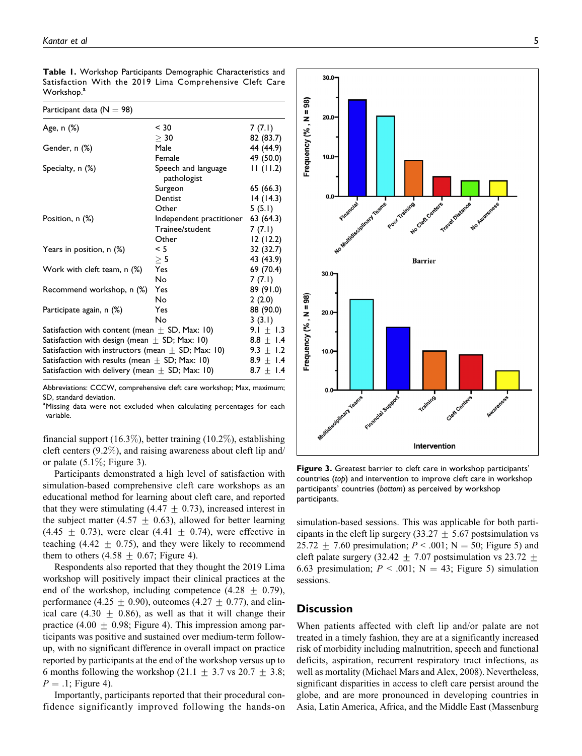**Table 1.** Workshop Participants Demographic Characteristics and Satisfaction With the 2019 Lima Comprehensive Cleft Care Workshop.[a]

| Participant data (N = 98) | | |
|---|---|---|
| Age, n (%) | < 30 | 7 (7.1) |
| | ≥ 30 | 82 (83.7) |
| Gender, n (%) | Male | 44 (44.9) |
| | Female | 49 (50.0) |
| Specialty, n (%) | Speech and language pathologist | 11 (11.2) |
| | Surgeon | 65 (66.3) |
| | Dentist | 14 (14.3) |
| | Other | 5 (5.1) |
| Position, n (%) | Independent practitioner | 63 (64.3) |
| | Trainee/student | 7 (7.1) |
| | Other | 12 (12.2) |
| Years in position, n (%) | < 5 | 32 (32.7) |
| | ≥ 5 | 43 (43.9) |
| Work with cleft team, n (%) | Yes | 69 (70.4) |
| | No | 7 (7.1) |
| Recommend workshop, n (%) | Yes | 89 (91.0) |
| | No | 2 (2.0) |
| Participate again, n (%) | Yes | 88 (90.0) |
| | No | 3 (3.1) |
| Satisfaction with content (mean ± SD, Max: 10) | | 9.1 ± 1.3 |
| Satisfaction with design (mean ± SD; Max: 10) | | 8.8 ± 1.4 |
| Satisfaction with instructors (mean ± SD; Max: 10) | | 9.3 ± 1.2 |
| Satisfaction with results (mean ± SD; Max: 10) | | 8.9 ± 1.4 |
| Satisfaction with delivery (mean ± SD; Max: 10) | | 8.7 ± 1.4 |

Abbreviations: CCCW, comprehensive cleft care workshop; Max, maximum; SD, standard deviation.
[a]Missing data were not excluded when calculating percentages for each variable.

financial support (16.3%), better training (10.2%), establishing cleft centers (9.2%), and raising awareness about cleft lip and/or palate (5.1%; Figure 3).

Participants demonstrated a high level of satisfaction with simulation-based comprehensive cleft care workshops as an educational method for learning about cleft care, and reported that they were stimulating (4.47 ± 0.73), increased interest in the subject matter (4.57 ± 0.63), allowed for better learning (4.45 ± 0.73), were clear (4.41 ± 0.74), were effective in teaching (4.42 ± 0.75), and they were likely to recommend them to others (4.58 ± 0.67; Figure 4).

Respondents also reported that they thought the 2019 Lima workshop will positively impact their clinical practices at the end of the workshop, including competence (4.28 ± 0.79), performance (4.25 ± 0.90), outcomes (4.27 ± 0.77), and clinical care (4.30 ± 0.86), as well as that it will change their practice (4.00 ± 0.98; Figure 4). This impression among participants was positive and sustained over medium-term follow-up, with no significant difference in overall impact on practice reported by participants at the end of the workshop versus up to 6 months following the workshop (21.1 ± 3.7 vs 20.7 ± 3.8; $P = .1$; Figure 4).

Importantly, participants reported that their procedural confidence significantly improved following the hands-on simulation-based sessions. This was applicable for both participants in the cleft lip surgery (33.27 ± 5.67 postsimulation vs 25.72 ± 7.60 presimulation; $P < .001$; N = 50; Figure 5) and cleft palate surgery (32.42 ± 7.07 postsimulation vs 23.72 ± 6.63 presimulation; $P < .001$; N = 43; Figure 5) simulation sessions.

**Figure 3.** Greatest barrier to cleft care in workshop participants' countries (*top*) and intervention to improve cleft care in workshop participants' countries (*bottom*) as perceived by workshop participants.

## Discussion

When patients affected with cleft lip and/or palate are not treated in a timely fashion, they are at a significantly increased risk of morbidity including malnutrition, speech and functional deficits, aspiration, recurrent respiratory tract infections, as well as mortality (Michael Mars and Alex, 2008). Nevertheless, significant disparities in access to cleft care persist around the globe, and are more pronounced in developing countries in Asia, Latin America, Africa, and the Middle East (Massenburg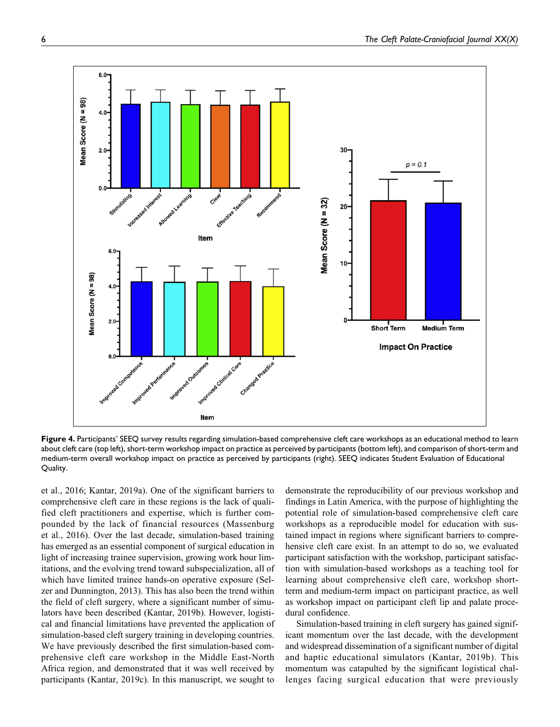**Figure 4.** Participants' SEEQ survey results regarding simulation-based comprehensive cleft care workshops as an educational method to learn about cleft care (top left), short-term workshop impact on practice as perceived by participants (bottom left), and comparison of short-term and medium-term overall workshop impact on practice as perceived by participants (right). SEEQ indicates Student Evaluation of Educational Quality.

et al., 2016; Kantar, 2019a). One of the significant barriers to comprehensive cleft care in these regions is the lack of qualified cleft practitioners and expertise, which is further compounded by the lack of financial resources (Massenburg et al., 2016). Over the last decade, simulation-based training has emerged as an essential component of surgical education in light of increasing trainee supervision, growing work hour limitations, and the evolving trend toward subspecialization, all of which have limited trainee hands-on operative exposure (Selzer and Dunnington, 2013). This has also been the trend within the field of cleft surgery, where a significant number of simulators have been described (Kantar, 2019b). However, logistical and financial limitations have prevented the application of simulation-based cleft surgery training in developing countries. We have previously described the first simulation-based comprehensive cleft care workshop in the Middle East-North Africa region, and demonstrated that it was well received by participants (Kantar, 2019c). In this manuscript, we sought to demonstrate the reproducibility of our previous workshop and findings in Latin America, with the purpose of highlighting the potential role of simulation-based comprehensive cleft care workshops as a reproducible model for education with sustained impact in regions where significant barriers to comprehensive cleft care exist. In an attempt to do so, we evaluated participant satisfaction with the workshop, participant satisfaction with simulation-based workshops as a teaching tool for learning about comprehensive cleft care, workshop short-term and medium-term impact on participant practice, as well as workshop impact on participant cleft lip and palate procedural confidence.

Simulation-based training in cleft surgery has gained significant momentum over the last decade, with the development and widespread dissemination of a significant number of digital and haptic educational simulators (Kantar, 2019b). This momentum was catapulted by the significant logistical challenges facing surgical education that were previously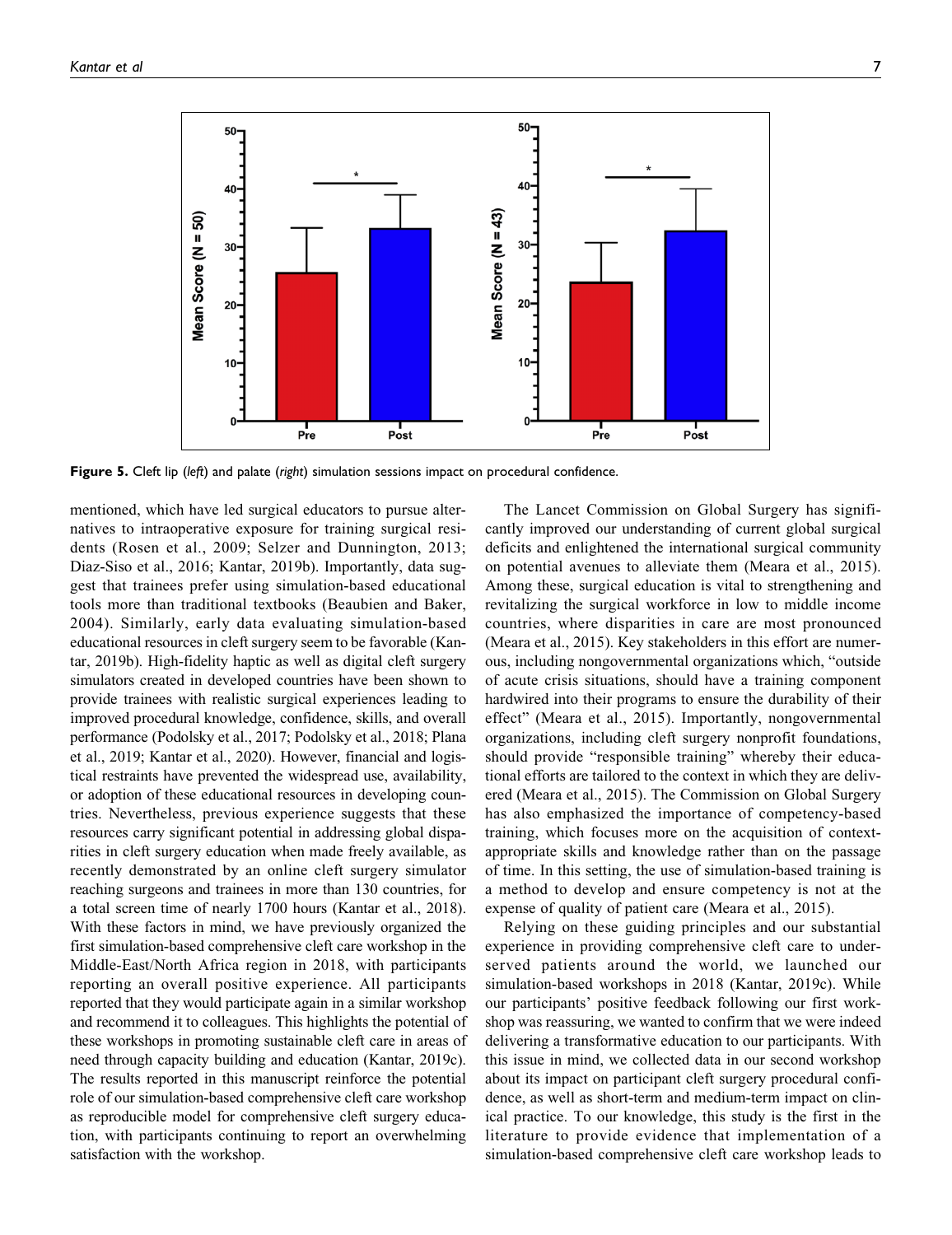Figure 5. Cleft lip (*left*) and palate (*right*) simulation sessions impact on procedural confidence.

mentioned, which have led surgical educators to pursue alternatives to intraoperative exposure for training surgical residents (Rosen et al., 2009; Selzer and Dunnington, 2013; Diaz-Siso et al., 2016; Kantar, 2019b). Importantly, data suggest that trainees prefer using simulation-based educational tools more than traditional textbooks (Beaubien and Baker, 2004). Similarly, early data evaluating simulation-based educational resources in cleft surgery seem to be favorable (Kantar, 2019b). High-fidelity haptic as well as digital cleft surgery simulators created in developed countries have been shown to provide trainees with realistic surgical experiences leading to improved procedural knowledge, confidence, skills, and overall performance (Podolsky et al., 2017; Podolsky et al., 2018; Plana et al., 2019; Kantar et al., 2020). However, financial and logistical restraints have prevented the widespread use, availability, or adoption of these educational resources in developing countries. Nevertheless, previous experience suggests that these resources carry significant potential in addressing global disparities in cleft surgery education when made freely available, as recently demonstrated by an online cleft surgery simulator reaching surgeons and trainees in more than 130 countries, for a total screen time of nearly 1700 hours (Kantar et al., 2018). With these factors in mind, we have previously organized the first simulation-based comprehensive cleft care workshop in the Middle-East/North Africa region in 2018, with participants reporting an overall positive experience. All participants reported that they would participate again in a similar workshop and recommend it to colleagues. This highlights the potential of these workshops in promoting sustainable cleft care in areas of need through capacity building and education (Kantar, 2019c). The results reported in this manuscript reinforce the potential role of our simulation-based comprehensive cleft care workshop as reproducible model for comprehensive cleft surgery education, with participants continuing to report an overwhelming satisfaction with the workshop.

The Lancet Commission on Global Surgery has significantly improved our understanding of current global surgical deficits and enlightened the international surgical community on potential avenues to alleviate them (Meara et al., 2015). Among these, surgical education is vital to strengthening and revitalizing the surgical workforce in low to middle income countries, where disparities in care are most pronounced (Meara et al., 2015). Key stakeholders in this effort are numerous, including nongovernmental organizations which, "outside of acute crisis situations, should have a training component hardwired into their programs to ensure the durability of their effect" (Meara et al., 2015). Importantly, nongovernmental organizations, including cleft surgery nonprofit foundations, should provide "responsible training" whereby their educational efforts are tailored to the context in which they are delivered (Meara et al., 2015). The Commission on Global Surgery has also emphasized the importance of competency-based training, which focuses more on the acquisition of context-appropriate skills and knowledge rather than on the passage of time. In this setting, the use of simulation-based training is a method to develop and ensure competency is not at the expense of quality of patient care (Meara et al., 2015).

Relying on these guiding principles and our substantial experience in providing comprehensive cleft care to underserved patients around the world, we launched our simulation-based workshops in 2018 (Kantar, 2019c). While our participants' positive feedback following our first workshop was reassuring, we wanted to confirm that we were indeed delivering a transformative education to our participants. With this issue in mind, we collected data in our second workshop about its impact on participant cleft surgery procedural confidence, as well as short-term and medium-term impact on clinical practice. To our knowledge, this study is the first in the literature to provide evidence that implementation of a simulation-based comprehensive cleft care workshop leads to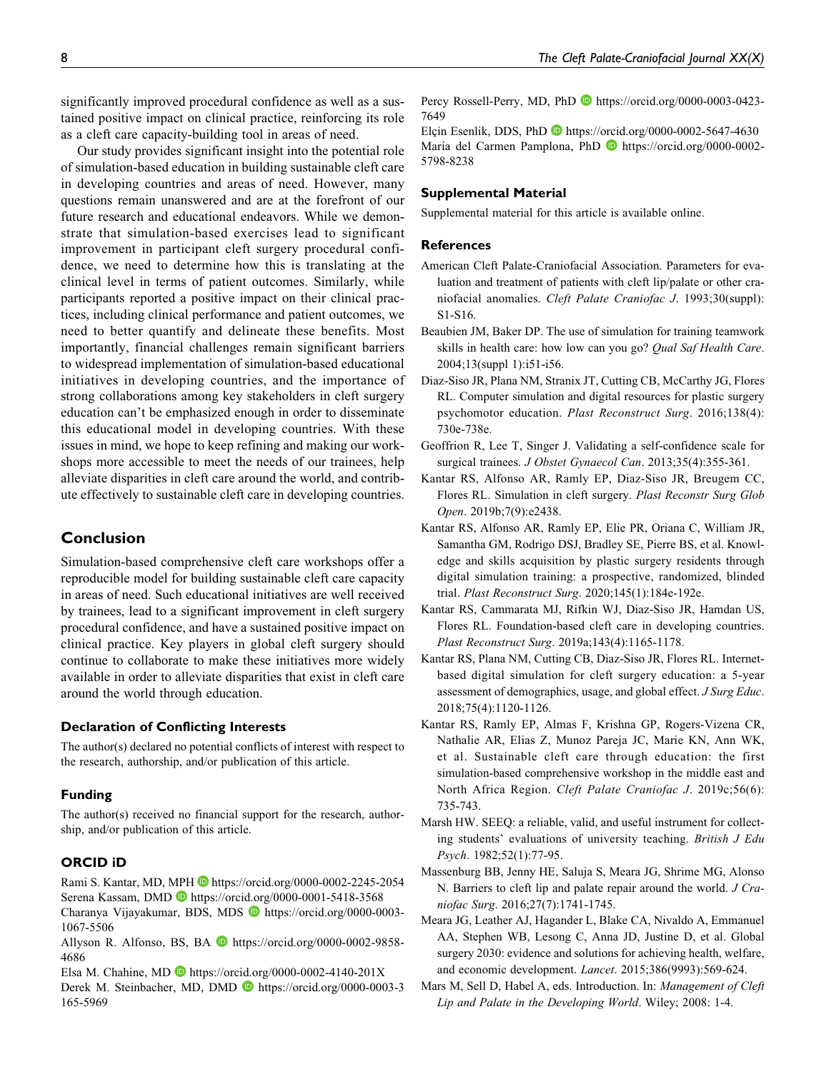significantly improved procedural confidence as well as a sustained positive impact on clinical practice, reinforcing its role as a cleft care capacity-building tool in areas of need.

Our study provides significant insight into the potential role of simulation-based education in building sustainable cleft care in developing countries and areas of need. However, many questions remain unanswered and are at the forefront of our future research and educational endeavors. While we demonstrate that simulation-based exercises lead to significant improvement in participant cleft surgery procedural confidence, we need to determine how this is translating at the clinical level in terms of patient outcomes. Similarly, while participants reported a positive impact on their clinical practices, including clinical performance and patient outcomes, we need to better quantify and delineate these benefits. Most importantly, financial challenges remain significant barriers to widespread implementation of simulation-based educational initiatives in developing countries, and the importance of strong collaborations among key stakeholders in cleft surgery education can't be emphasized enough in order to disseminate this educational model in developing countries. With these issues in mind, we hope to keep refining and making our workshops more accessible to meet the needs of our trainees, help alleviate disparities in cleft care around the world, and contribute effectively to sustainable cleft care in developing countries.

## Conclusion

Simulation-based comprehensive cleft care workshops offer a reproducible model for building sustainable cleft care capacity in areas of need. Such educational initiatives are well received by trainees, lead to a significant improvement in cleft surgery procedural confidence, and have a sustained positive impact on clinical practice. Key players in global cleft surgery should continue to collaborate to make these initiatives more widely available in order to alleviate disparities that exist in cleft care around the world through education.

### Declaration of Conflicting Interests

The author(s) declared no potential conflicts of interest with respect to the research, authorship, and/or publication of this article.

### Funding

The author(s) received no financial support for the research, authorship, and/or publication of this article.

### ORCID iD

Rami S. Kantar, MD, MPH https://orcid.org/0000-0002-2245-2054
Serena Kassam, DMD https://orcid.org/0000-0001-5418-3568
Charanya Vijayakumar, BDS, MDS https://orcid.org/0000-0003-1067-5506
Allyson R. Alfonso, BS, BA https://orcid.org/0000-0002-9858-4686
Elsa M. Chahine, MD https://orcid.org/0000-0002-4140-201X
Derek M. Steinbacher, MD, DMD https://orcid.org/0000-0003-3165-5969
Percy Rossell-Perry, MD, PhD https://orcid.org/0000-0003-0423-7649
Elçin Esenlik, DDS, PhD https://orcid.org/0000-0002-5647-4630
María del Carmen Pamplona, PhD https://orcid.org/0000-0002-5798-8238

### Supplemental Material

Supplemental material for this article is available online.

### References

American Cleft Palate-Craniofacial Association. Parameters for evaluation and treatment of patients with cleft lip/palate or other craniofacial anomalies. *Cleft Palate Craniofac J*. 1993;30(suppl):S1-S16.

Beaubien JM, Baker DP. The use of simulation for training teamwork skills in health care: how low can you go? *Qual Saf Health Care*. 2004;13(suppl 1):i51-i56.

Diaz-Siso JR, Plana NM, Stranix JT, Cutting CB, McCarthy JG, Flores RL. Computer simulation and digital resources for plastic surgery psychomotor education. *Plast Reconstruct Surg*. 2016;138(4):730e-738e.

Geoffrion R, Lee T, Singer J. Validating a self-confidence scale for surgical trainees. *J Obstet Gynaecol Can*. 2013;35(4):355-361.

Kantar RS, Alfonso AR, Ramly EP, Diaz-Siso JR, Breugem CC, Flores RL. Simulation in cleft surgery. *Plast Reconstr Surg Glob Open*. 2019b;7(9):e2438.

Kantar RS, Alfonso AR, Ramly EP, Elie PR, Oriana C, William JR, Samantha GM, Rodrigo DSJ, Bradley SE, Pierre BS, et al. Knowledge and skills acquisition by plastic surgery residents through digital simulation training: a prospective, randomized, blinded trial. *Plast Reconstruct Surg*. 2020;145(1):184e-192e.

Kantar RS, Cammarata MJ, Rifkin WJ, Diaz-Siso JR, Hamdan US, Flores RL. Foundation-based cleft care in developing countries. *Plast Reconstruct Surg*. 2019a;143(4):1165-1178.

Kantar RS, Plana NM, Cutting CB, Diaz-Siso JR, Flores RL. Internet-based digital simulation for cleft surgery education: a 5-year assessment of demographics, usage, and global effect. *J Surg Educ*. 2018;75(4):1120-1126.

Kantar RS, Ramly EP, Almas F, Krishna GP, Rogers-Vizena CR, Nathalie AR, Elias Z, Munoz Pareja JC, Marie KN, Ann WK, et al. Sustainable cleft care through education: the first simulation-based comprehensive workshop in the middle east and North Africa Region. *Cleft Palate Craniofac J*. 2019c;56(6):735-743.

Marsh HW. SEEQ: a reliable, valid, and useful instrument for collecting students' evaluations of university teaching. *British J Edu Psych*. 1982;52(1):77-95.

Massenburg BB, Jenny HE, Saluja S, Meara JG, Shrime MG, Alonso N. Barriers to cleft lip and palate repair around the world. *J Craniofac Surg*. 2016;27(7):1741-1745.

Meara JG, Leather AJ, Hagander L, Blake CA, Nivaldo A, Emmanuel AA, Stephen WB, Lesong C, Anna JD, Justine D, et al. Global surgery 2030: evidence and solutions for achieving health, welfare, and economic development. *Lancet*. 2015;386(9993):569-624.

Mars M, Sell D, Habel A, eds. Introduction. In: *Management of Cleft Lip and Palate in the Developing World*. Wiley; 2008: 1-4.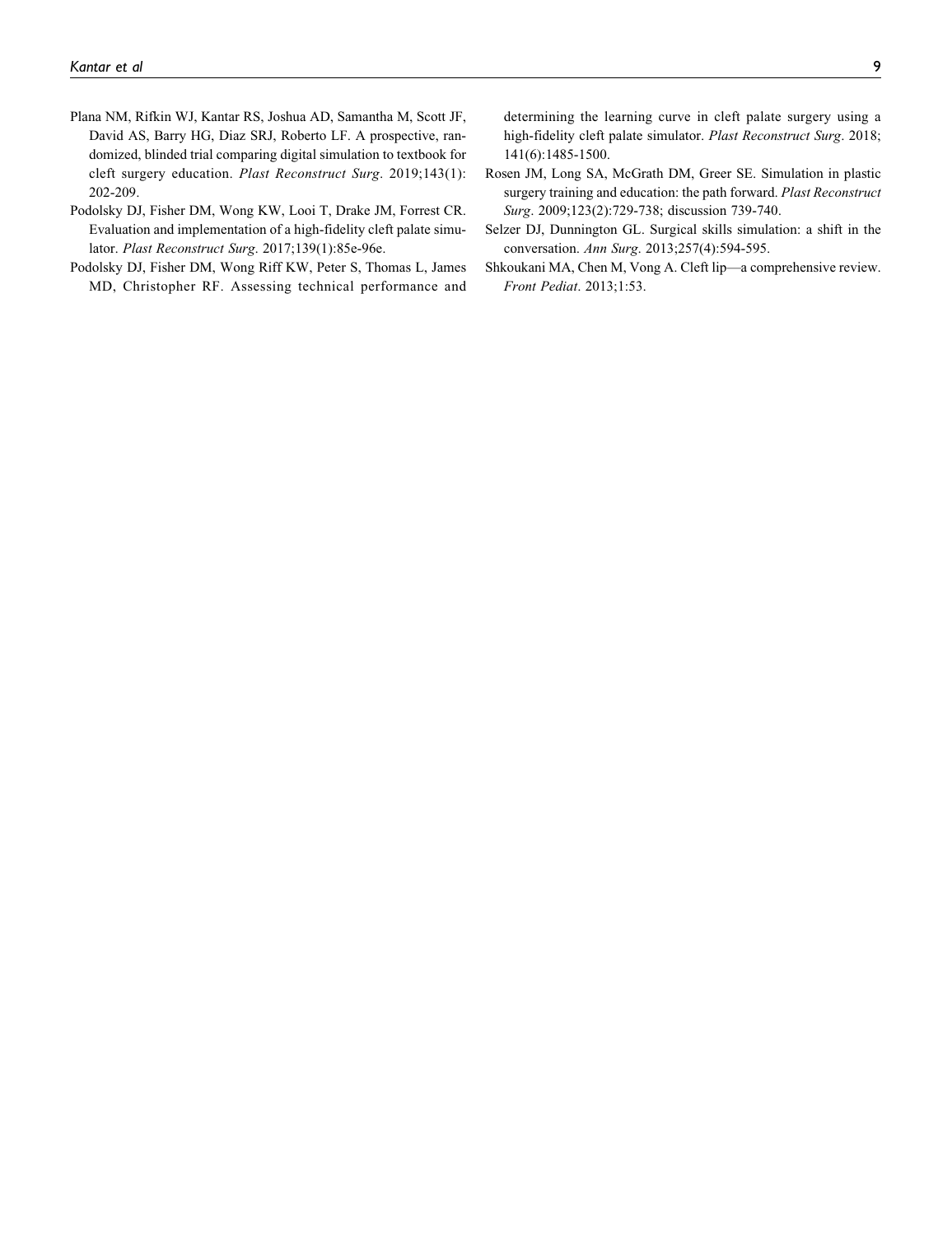Plana NM, Rifkin WJ, Kantar RS, Joshua AD, Samantha M, Scott JF, David AS, Barry HG, Diaz SRJ, Roberto LF. A prospective, randomized, blinded trial comparing digital simulation to textbook for cleft surgery education. *Plast Reconstruct Surg*. 2019;143(1): 202-209.

Podolsky DJ, Fisher DM, Wong KW, Looi T, Drake JM, Forrest CR. Evaluation and implementation of a high-fidelity cleft palate simulator. *Plast Reconstruct Surg*. 2017;139(1):85e-96e.

Podolsky DJ, Fisher DM, Wong Riff KW, Peter S, Thomas L, James MD, Christopher RF. Assessing technical performance and determining the learning curve in cleft palate surgery using a high-fidelity cleft palate simulator. *Plast Reconstruct Surg*. 2018; 141(6):1485-1500.

Rosen JM, Long SA, McGrath DM, Greer SE. Simulation in plastic surgery training and education: the path forward. *Plast Reconstruct Surg*. 2009;123(2):729-738; discussion 739-740.

Selzer DJ, Dunnington GL. Surgical skills simulation: a shift in the conversation. *Ann Surg*. 2013;257(4):594-595.

Shkoukani MA, Chen M, Vong A. Cleft lip—a comprehensive review. *Front Pediat*. 2013;1:53.